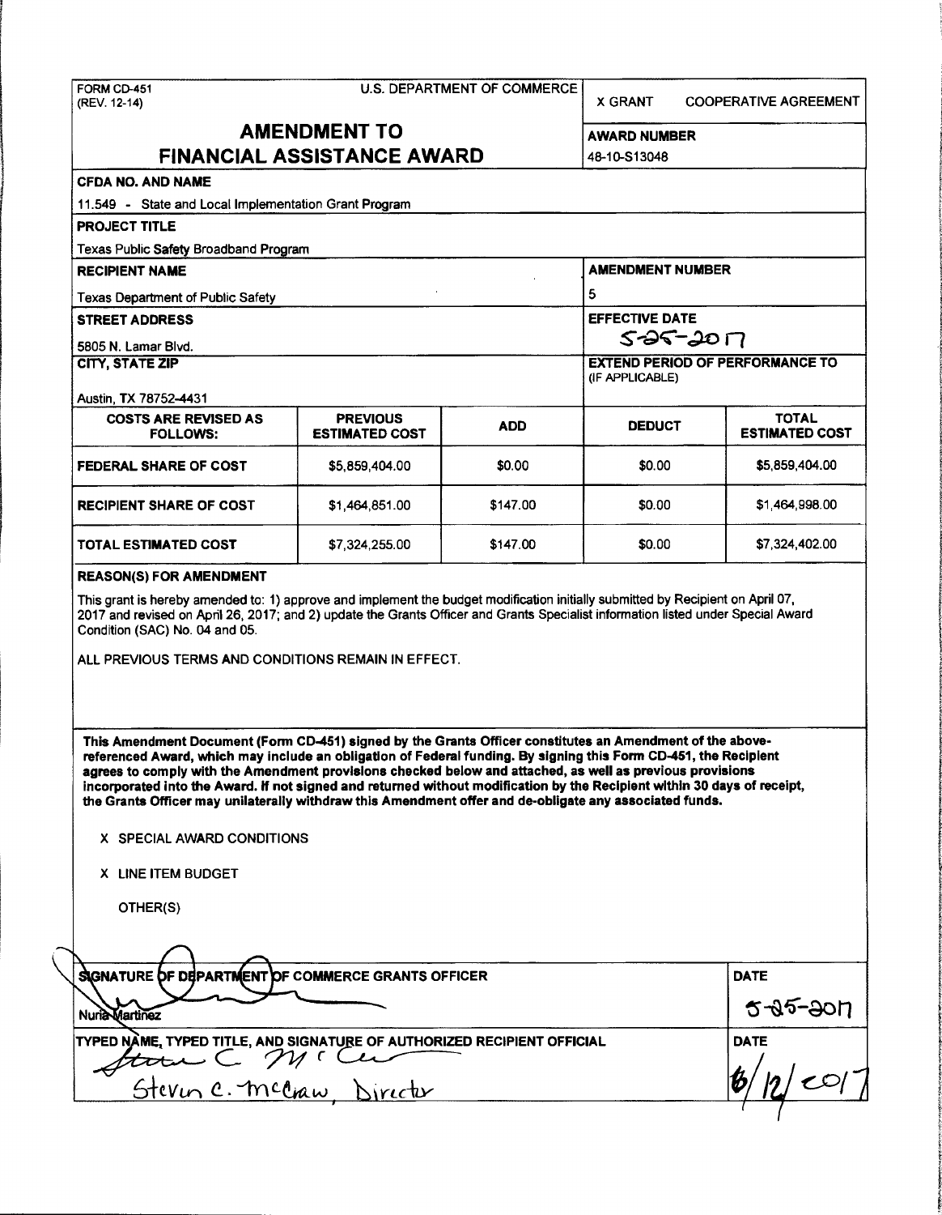FORM CD-451
(REV. 12-14)

U.S. DEPARTMENT OF COMMERCE

X GRANT  COOPERATIVE AGREEMENT

# AMENDMENT TO FINANCIAL ASSISTANCE AWARD

**AWARD NUMBER**
48-10-S13048

**CFDA NO. AND NAME**
11.549 - State and Local Implementation Grant Program

**PROJECT TITLE**
Texas Public Safety Broadband Program

**RECIPIENT NAME**
Texas Department of Public Safety

**AMENDMENT NUMBER**
5

**STREET ADDRESS**
5805 N. Lamar Blvd.

**EFFECTIVE DATE**
5-25-2017

**CITY, STATE ZIP**
Austin, TX 78752-4431

**EXTEND PERIOD OF PERFORMANCE TO** (IF APPLICABLE)

| COSTS ARE REVISED AS FOLLOWS: | PREVIOUS ESTIMATED COST | ADD | DEDUCT | TOTAL ESTIMATED COST |
|---|---|---|---|---|
| FEDERAL SHARE OF COST | $5,859,404.00 | $0.00 | $0.00 | $5,859,404.00 |
| RECIPIENT SHARE OF COST | $1,464,851.00 | $147.00 | $0.00 | $1,464,998.00 |
| TOTAL ESTIMATED COST | $7,324,255.00 | $147.00 | $0.00 | $7,324,402.00 |

**REASON(S) FOR AMENDMENT**

This grant is hereby amended to: 1) approve and implement the budget modification initially submitted by Recipient on April 07, 2017 and revised on April 26, 2017; and 2) update the Grants Officer and Grants Specialist information listed under Special Award Condition (SAC) No. 04 and 05.

ALL PREVIOUS TERMS AND CONDITIONS REMAIN IN EFFECT.

**This Amendment Document (Form CD-451) signed by the Grants Officer constitutes an Amendment of the above-referenced Award, which may include an obligation of Federal funding. By signing this Form CD-451, the Recipient agrees to comply with the Amendment provisions checked below and attached, as well as previous provisions incorporated into the Award. If not signed and returned without modification by the Recipient within 30 days of receipt, the Grants Officer may unilaterally withdraw this Amendment offer and de-obligate any associated funds.**

X SPECIAL AWARD CONDITIONS

X LINE ITEM BUDGET

OTHER(S)

**SIGNATURE OF DEPARTMENT OF COMMERCE GRANTS OFFICER**
Nuria Martinez

**DATE**
5-25-2017

**TYPED NAME, TYPED TITLE, AND SIGNATURE OF AUTHORIZED RECIPIENT OFFICIAL**
Steven C. McCraw, Director

**DATE**
6/12/2017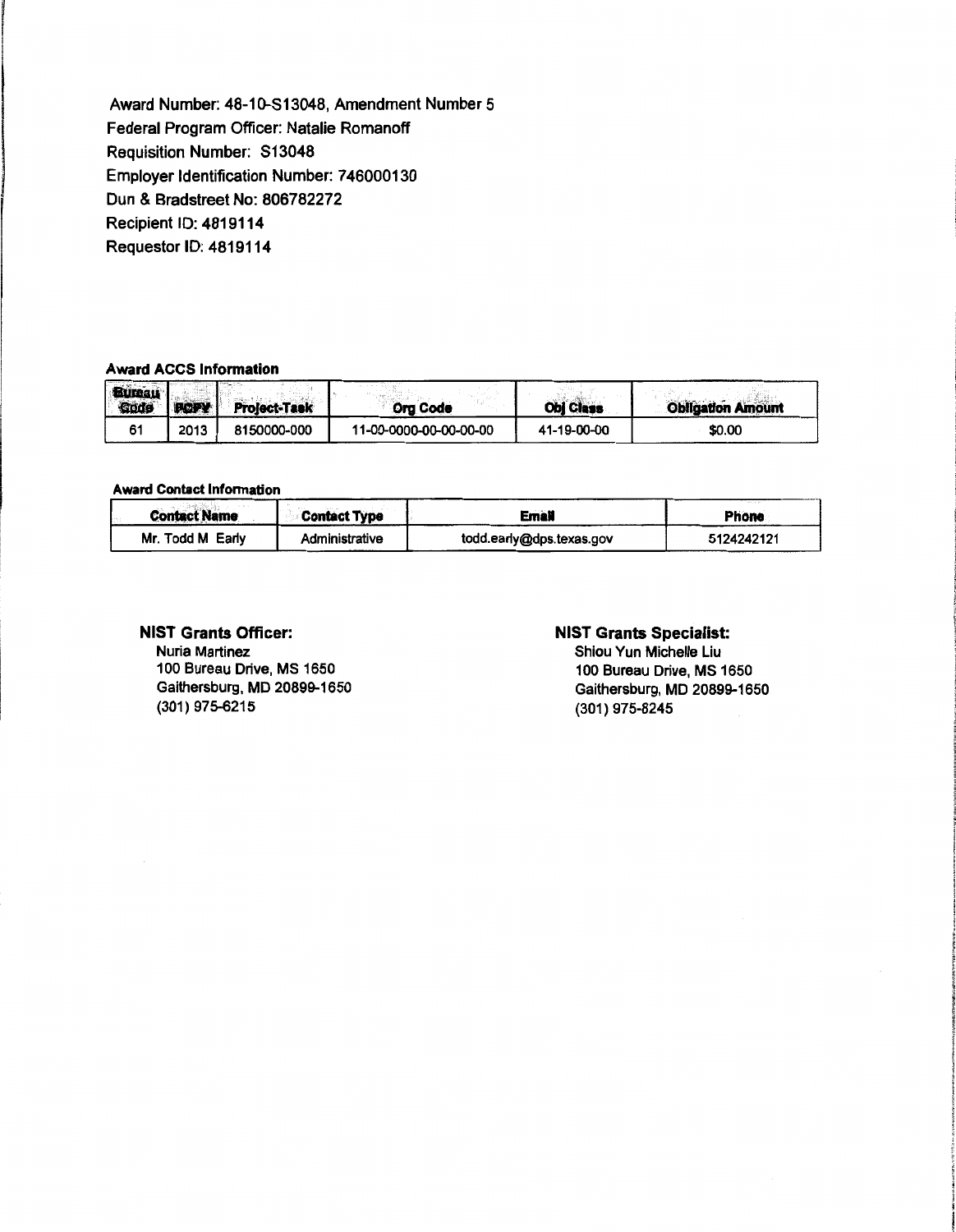Award Number: 48-10-S13048, Amendment Number 5
Federal Program Officer: Natalie Romanoff
Requisition Number: S13048
Employer Identification Number: 746000130
Dun & Bradstreet No: 806782272
Recipient ID: 4819114
Requestor ID: 4819114

**Award ACCS Information**

| Bureau Code | FCFY | Project-Task | Org Code | Obj Class | Obligation Amount |
|---|---|---|---|---|---|
| 61 | 2013 | 8150000-000 | 11-00-0000-00-00-00-00 | 41-19-00-00 | $0.00 |

**Award Contact Information**

| Contact Name | Contact Type | Email | Phone |
|---|---|---|---|
| Mr. Todd M Early | Administrative | todd.early@dps.texas.gov | 5124242121 |

**NIST Grants Officer:**
Nuria Martinez
100 Bureau Drive, MS 1650
Gaithersburg, MD 20899-1650
(301) 975-6215

**NIST Grants Specialist:**
Shiou Yun Michelle Liu
100 Bureau Drive, MS 1650
Gaithersburg, MD 20899-1650
(301) 975-8245